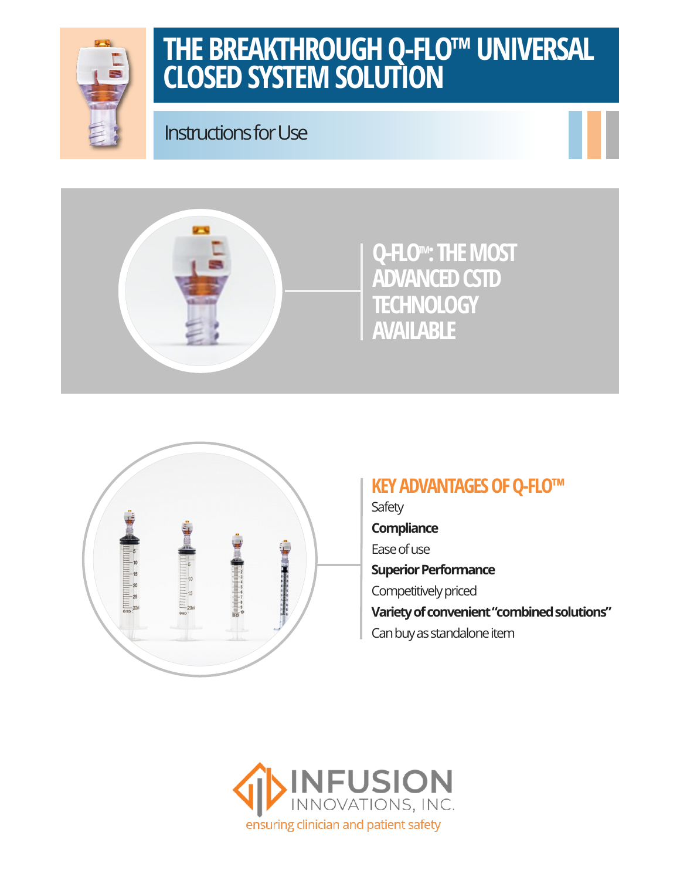# THE BREAKTHROUGH Q-FLO™ UNIVERSAL CLOSED SYSTEM SOLUTION

Instructions for Use

## Q-FLO™: THE MOST ADVANCED CSTD TECHNOLOGY AVAILABLE

## KEY ADVANTAGES OF Q-FLO™

Safety
**Compliance**
Ease of use
**Superior Performance**
Competitively priced
**Variety of convenient "combined solutions"**
Can buy as standalone item

INFUSION INNOVATIONS, INC.
ensuring clinician and patient safety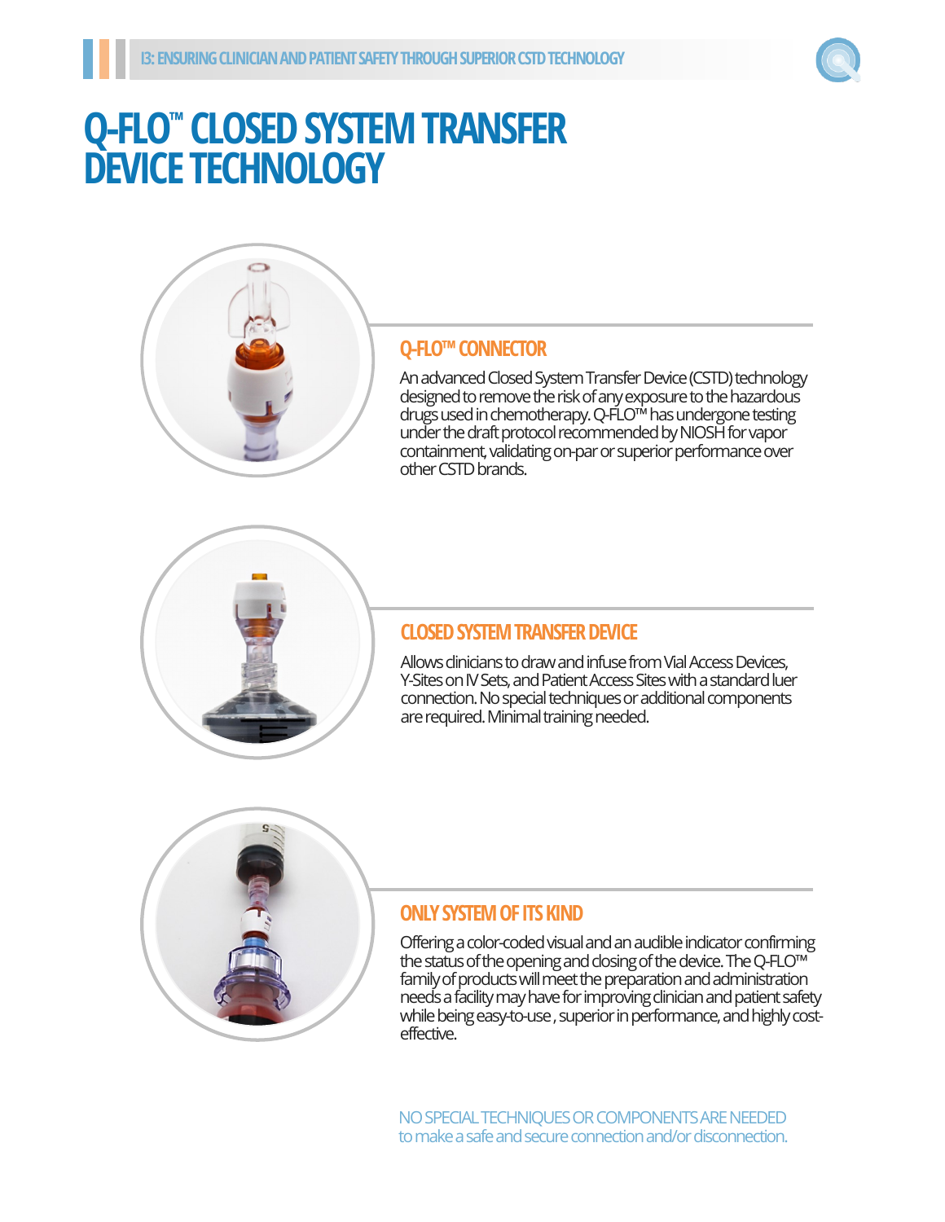# Q-FLO™ CLOSED SYSTEM TRANSFER DEVICE TECHNOLOGY

## Q-FLO™ CONNECTOR

An advanced Closed System Transfer Device (CSTD) technology designed to remove the risk of any exposure to the hazardous drugs used in chemotherapy. Q-FLO™ has undergone testing under the draft protocol recommended by NIOSH for vapor containment, validating on-par or superior performance over other CSTD brands.

## CLOSED SYSTEM TRANSFER DEVICE

Allows clinicians to draw and infuse from Vial Access Devices, Y-Sites on IV Sets, and Patient Access Sites with a standard luer connection. No special techniques or additional components are required. Minimal training needed.

## ONLY SYSTEM OF ITS KIND

Offering a color-coded visual and an audible indicator confirming the status of the opening and closing of the device. The Q-FLO™ family of products will meet the preparation and administration needs a facility may have for improving clinician and patient safety while being easy-to-use , superior in performance, and highly cost-effective.

NO SPECIAL TECHNIQUES OR COMPONENTS ARE NEEDED to make a safe and secure connection and/or disconnection.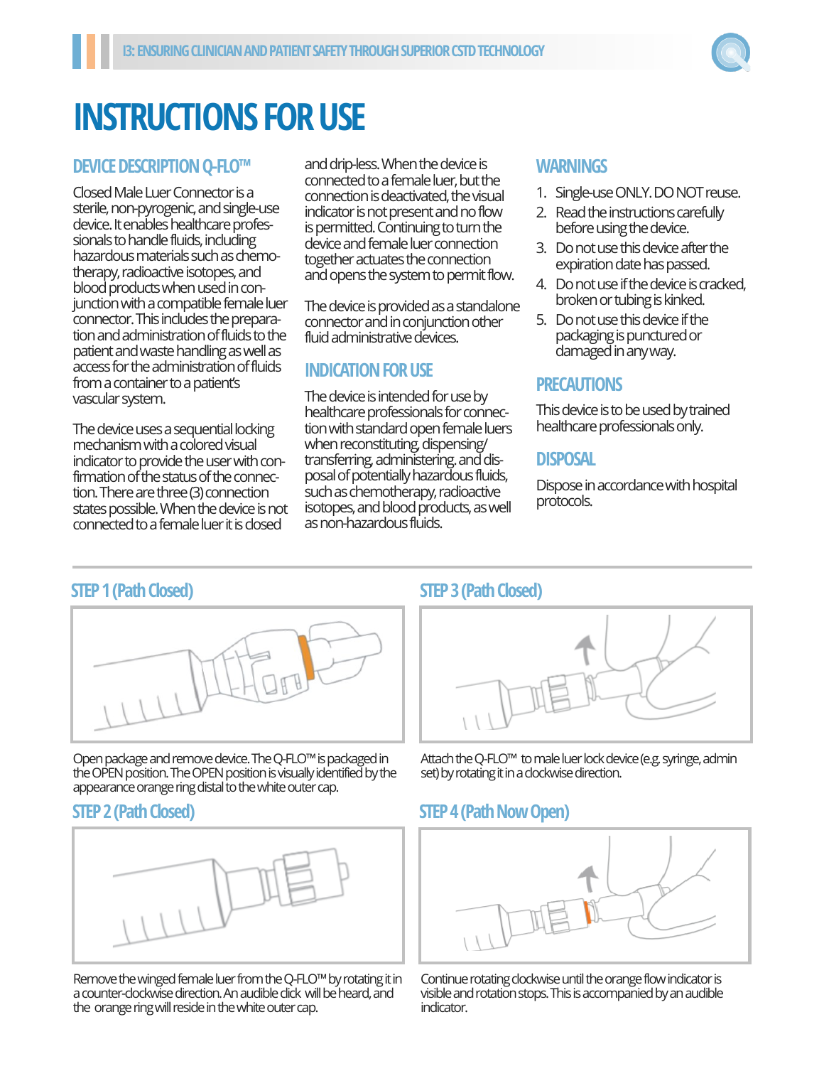# INSTRUCTIONS FOR USE

## DEVICE DESCRIPTION Q-FLO™

Closed Male Luer Connector is a sterile, non-pyrogenic, and single-use device. It enables healthcare professionals to handle fluids, including hazardous materials such as chemotherapy, radioactive isotopes, and blood products when used in conjunction with a compatible female luer connector. This includes the preparation and administration of fluids to the patient and waste handling as well as access for the administration of fluids from a container to a patient's vascular system.

The device uses a sequential locking mechanism with a colored visual indicator to provide the user with confirmation of the status of the connection. There are three (3) connection states possible. When the device is not connected to a female luer it is closed and drip-less. When the device is connected to a female luer, but the connection is deactivated, the visual indicator is not present and no flow is permitted. Continuing to turn the device and female luer connection together actuates the connection and opens the system to permit flow.

The device is provided as a standalone connector and in conjunction other fluid administrative devices.

## INDICATION FOR USE

The device is intended for use by healthcare professionals for connection with standard open female luers when reconstituting, dispensing/transferring, administering, and disposal of potentially hazardous fluids, such as chemotherapy, radioactive isotopes, and blood products, as well as non-hazardous fluids.

## WARNINGS

1. Single-use ONLY. DO NOT reuse.
2. Read the instructions carefully before using the device.
3. Do not use this device after the expiration date has passed.
4. Do not use if the device is cracked, broken or tubing is kinked.
5. Do not use this device if the packaging is punctured or damaged in any way.

## PRECAUTIONS

This device is to be used by trained healthcare professionals only.

## DISPOSAL

Dispose in accordance with hospital protocols.

## STEP 1 (Path Closed)

Open package and remove device. The Q-FLO™ is packaged in the OPEN position. The OPEN position is visually identified by the appearance orange ring distal to the white outer cap.

## STEP 2 (Path Closed)

Remove the winged female luer from the Q-FLO™ by rotating it in a counter-clockwise direction. An audible click will be heard, and the orange ring will reside in the white outer cap.

## STEP 3 (Path Closed)

Attach the Q-FLO™ to male luer lock device (e.g. syringe, admin set) by rotating it in a clockwise direction.

## STEP 4 (Path Now Open)

Continue rotating clockwise until the orange flow indicator is visible and rotation stops. This is accompanied by an audible indicator.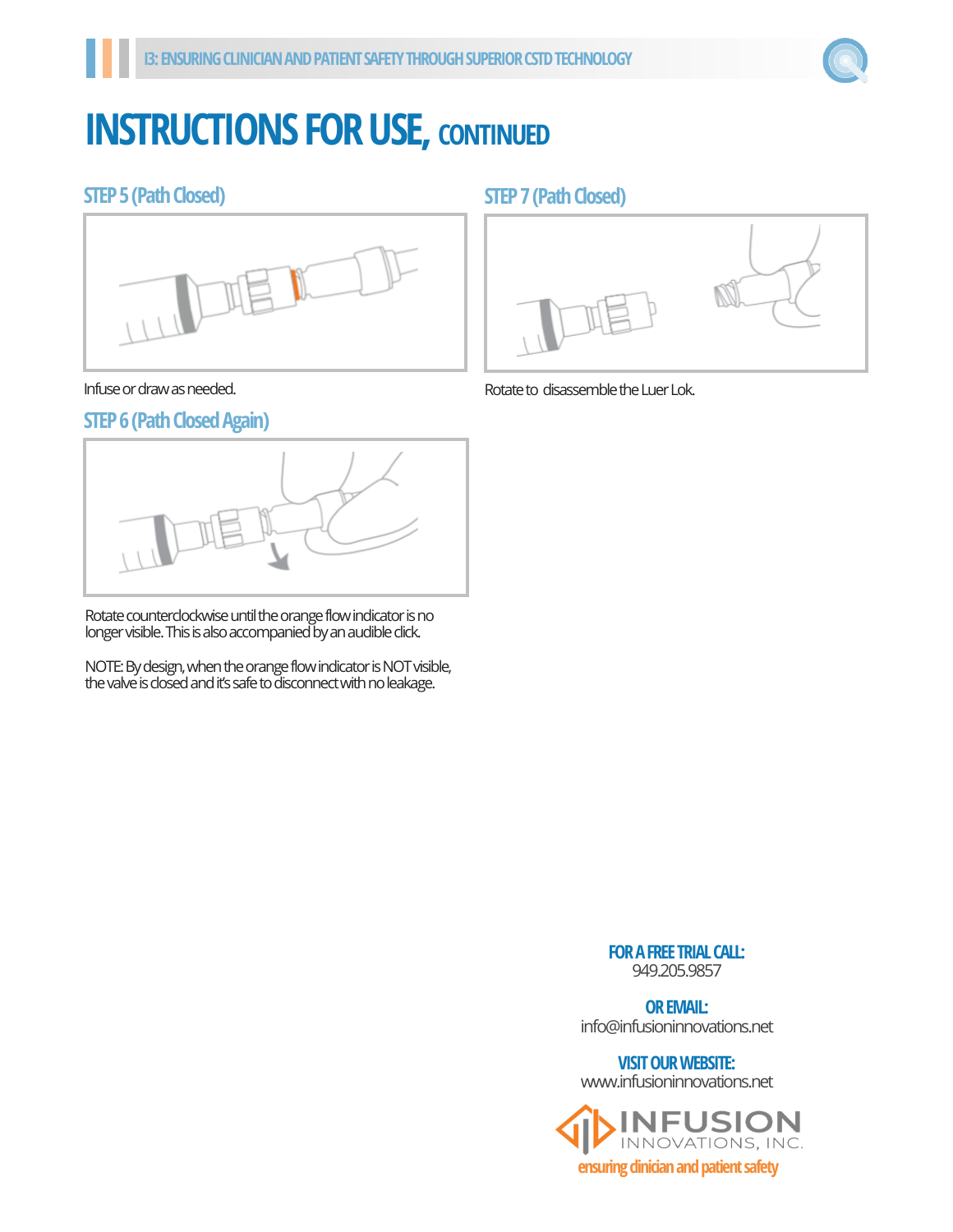# INSTRUCTIONS FOR USE, CONTINUED

## STEP 5 (Path Closed)

Infuse or draw as needed.

## STEP 6 (Path Closed Again)

Rotate counterclockwise until the orange flow indicator is no longer visible. This is also accompanied by an audible click.

NOTE: By design, when the orange flow indicator is NOT visible, the valve is closed and it's safe to disconnect with no leakage.

## STEP 7 (Path Closed)

Rotate to disassemble the Luer Lok.

**FOR A FREE TRIAL CALL:**
949.205.9857

**OR EMAIL:**
info@infusioninnovations.net

**VISIT OUR WEBSITE:**
www.infusioninnovations.net

INFUSION INNOVATIONS, INC.
ensuring clinician and patient safety